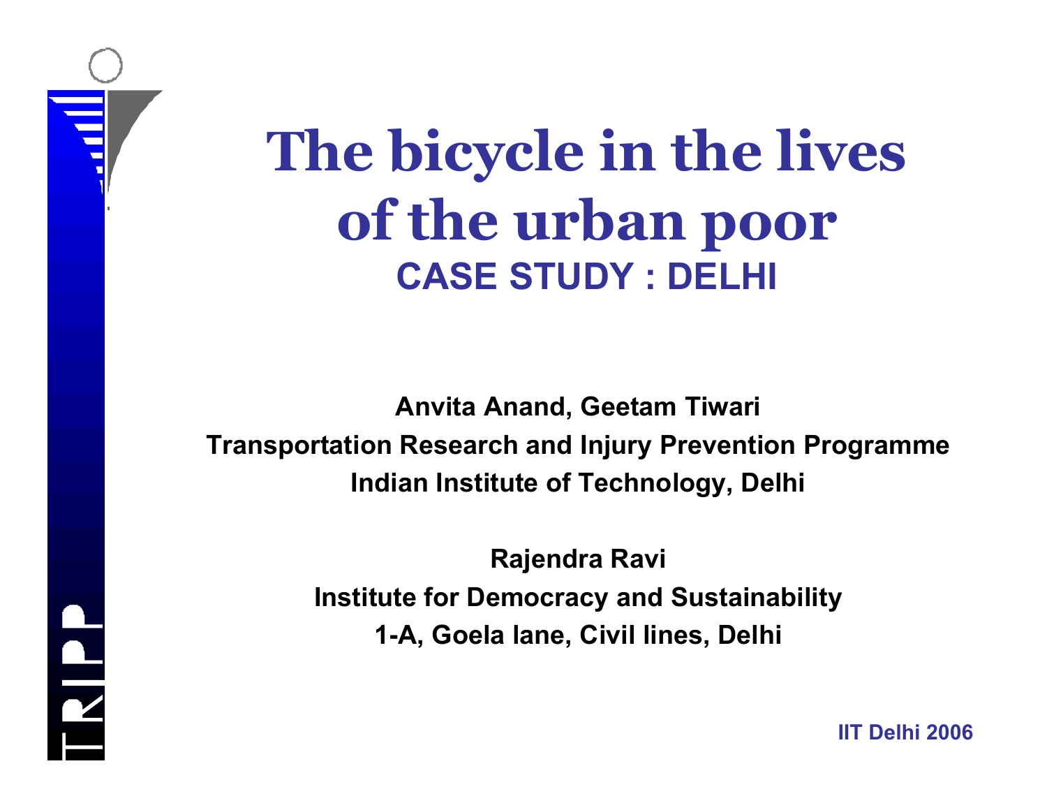# The bicycle in the lives of the urban poor

## CASE STUDY : DELHI

**Anvita Anand, Geetam Tiwari**

**Transportation Research and Injury Prevention Programme**

**Indian Institute of Technology, Delhi**

**Rajendra Ravi**

**Institute for Democracy and Sustainability**

**1-A, Goela lane, Civil lines, Delhi**

**IIT Delhi 2006**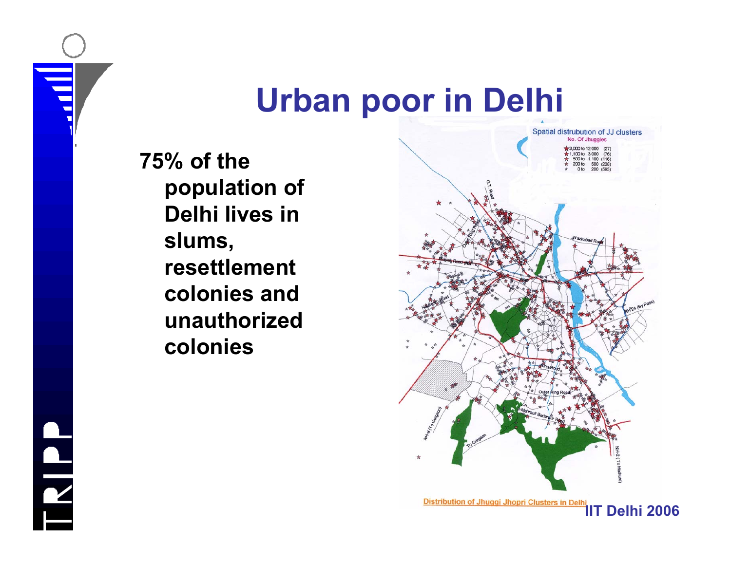# Urban poor in Delhi

75% of the population of Delhi lives in slums, resettlement colonies and unauthorized colonies

Distribution of Jhuggi Jhopri Clusters in Delhi

IIT Delhi 2006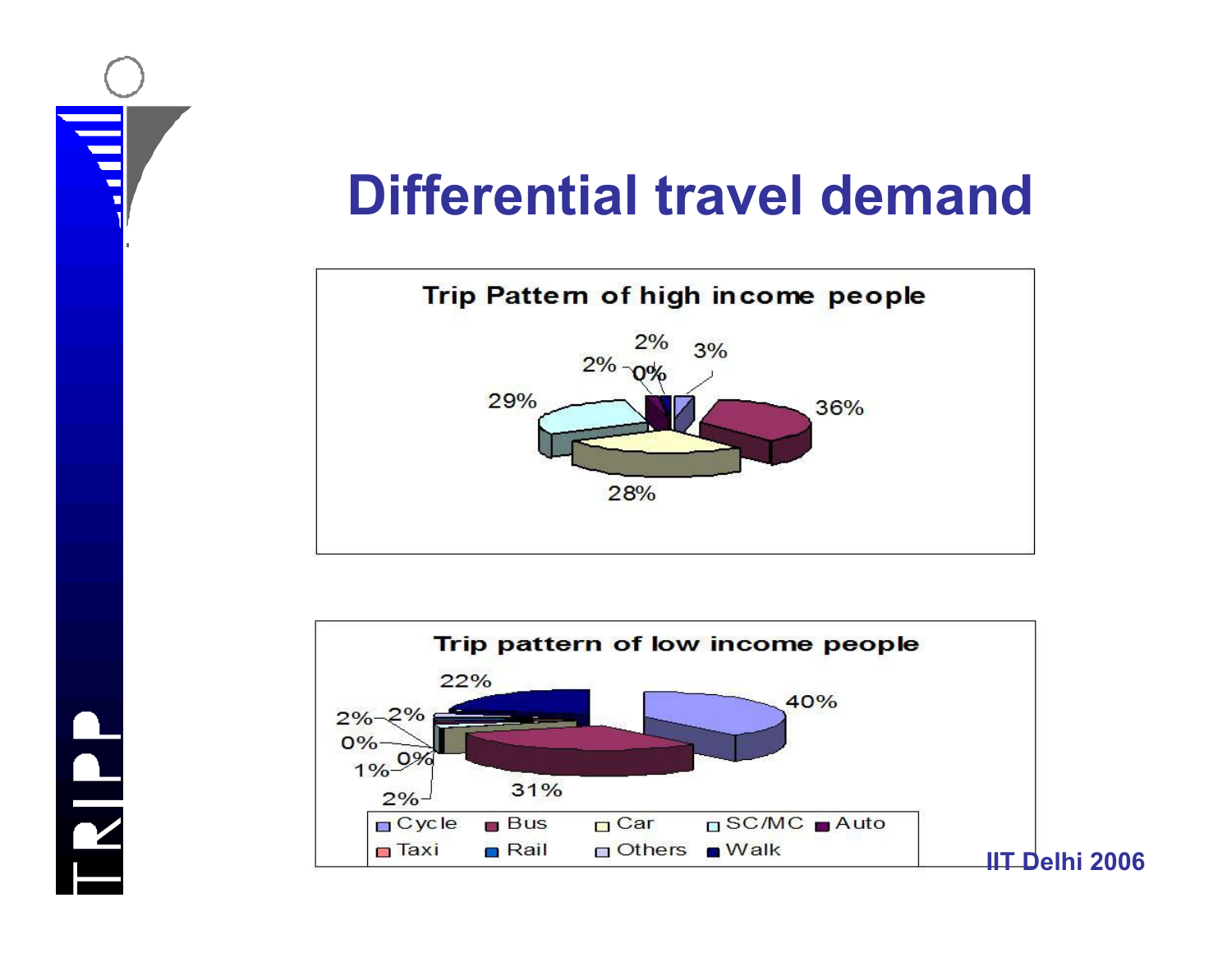# Differential travel demand

**Trip Pattern of high income people**

2%, 3%, 2%, 0%, 29%, 36%, 28%

**Trip pattern of low income people**

22%, 40%, 2%, 2%, 0%, 0%, 1%, 2%, 31%

Cycle, Bus, Car, SC/MC, Auto, Taxi, Rail, Others, Walk

IIT Delhi 2006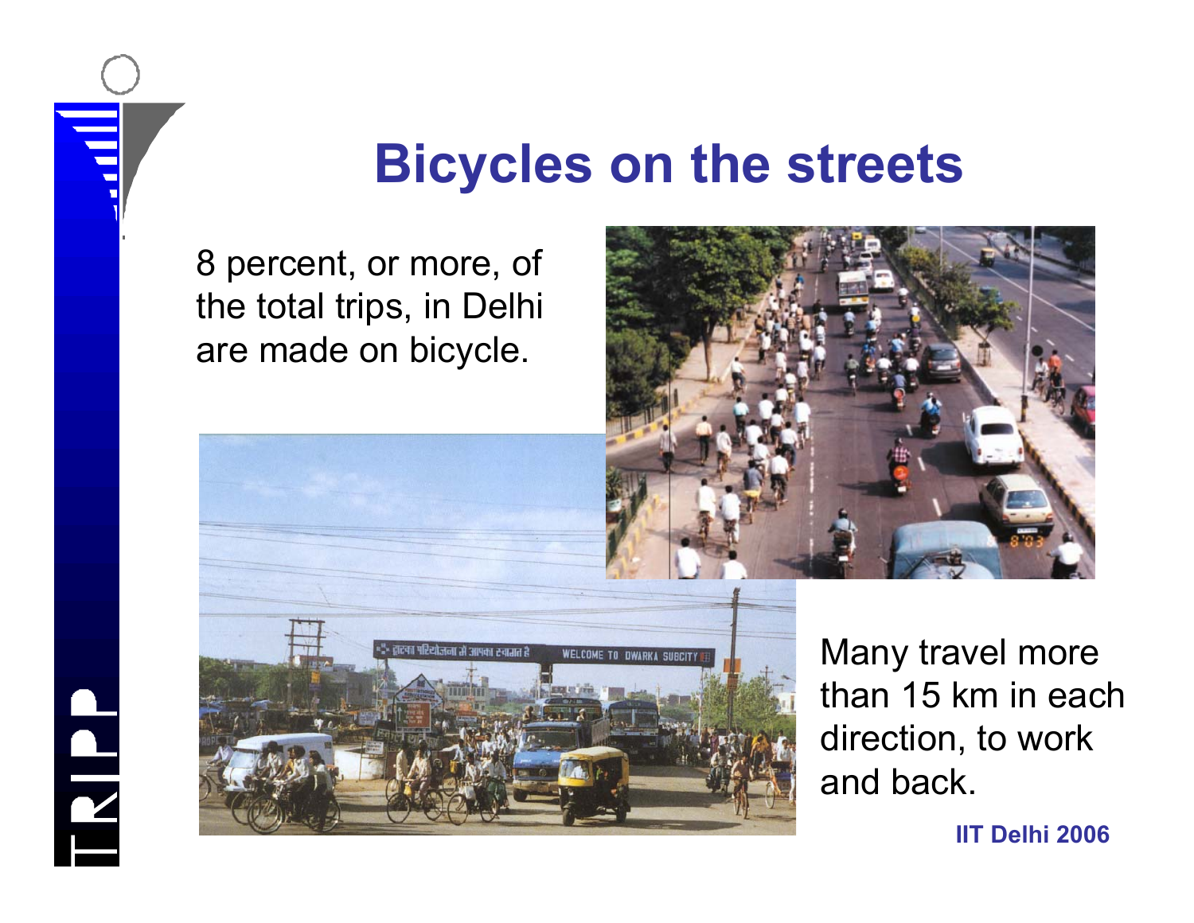# Bicycles on the streets

8 percent, or more, of the total trips, in Delhi are made on bicycle.

Many travel more than 15 km in each direction, to work and back.

**IIT Delhi 2006**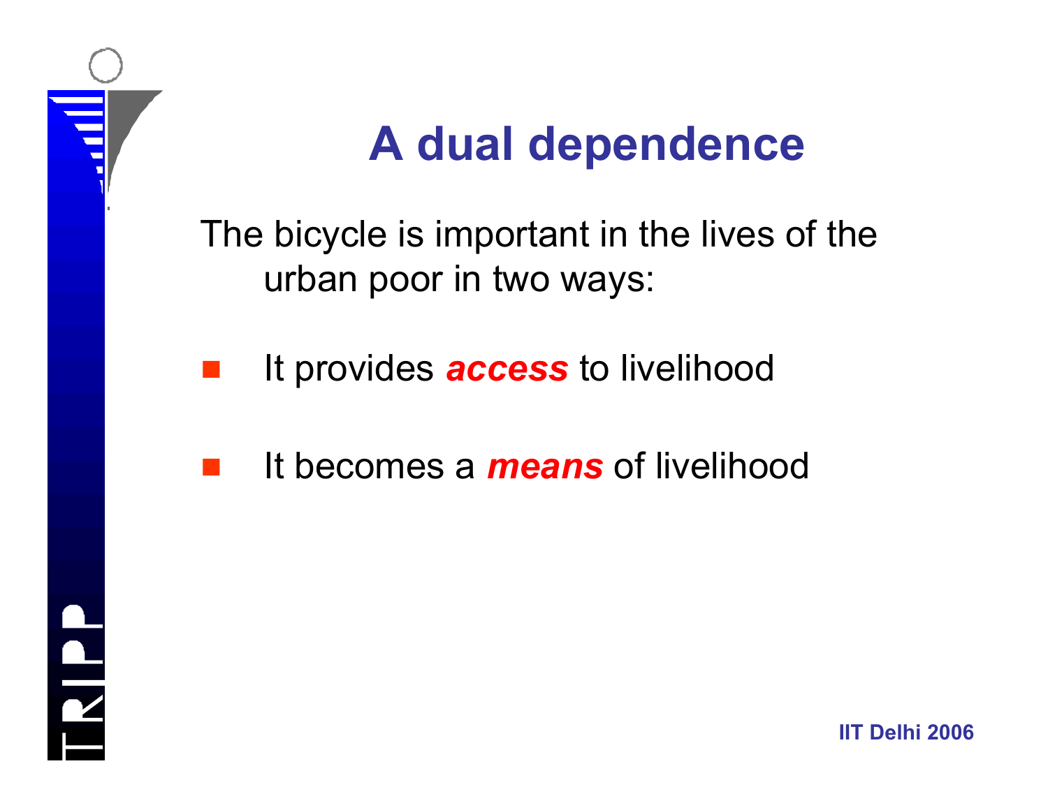# A dual dependence

The bicycle is important in the lives of the urban poor in two ways:

- It provides ***access*** to livelihood
- It becomes a ***means*** of livelihood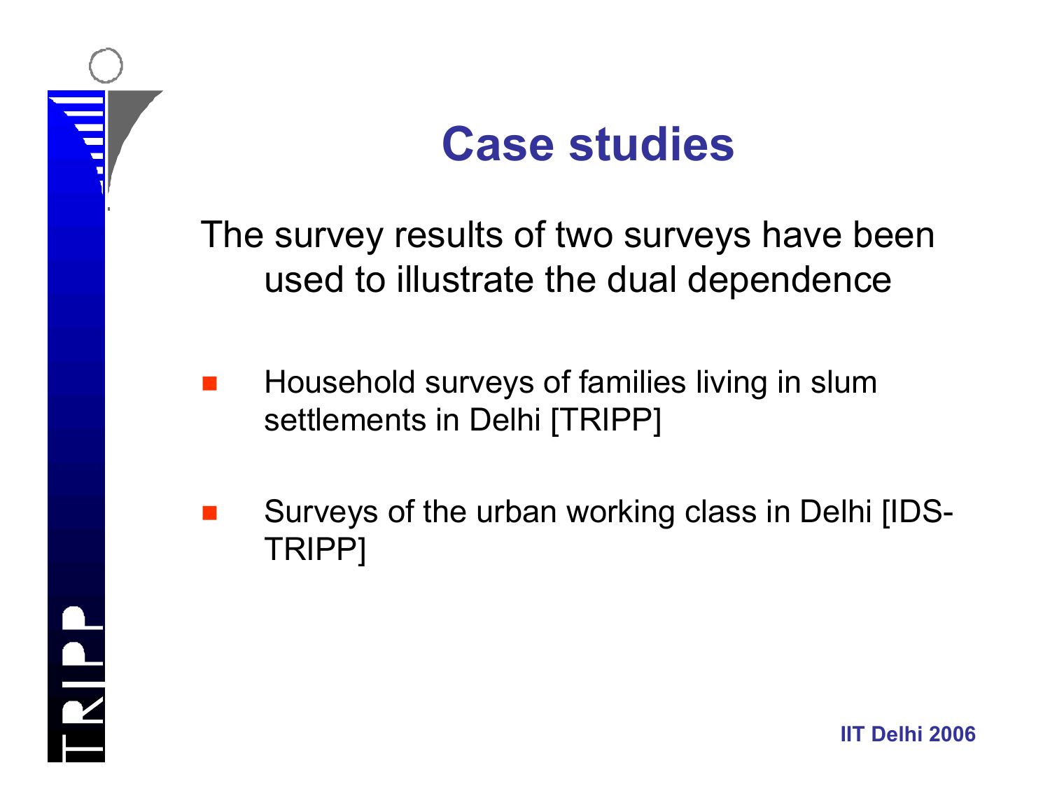# Case studies

The survey results of two surveys have been used to illustrate the dual dependence

- Household surveys of families living in slum settlements in Delhi [TRIPP]
- Surveys of the urban working class in Delhi [IDS-TRIPP]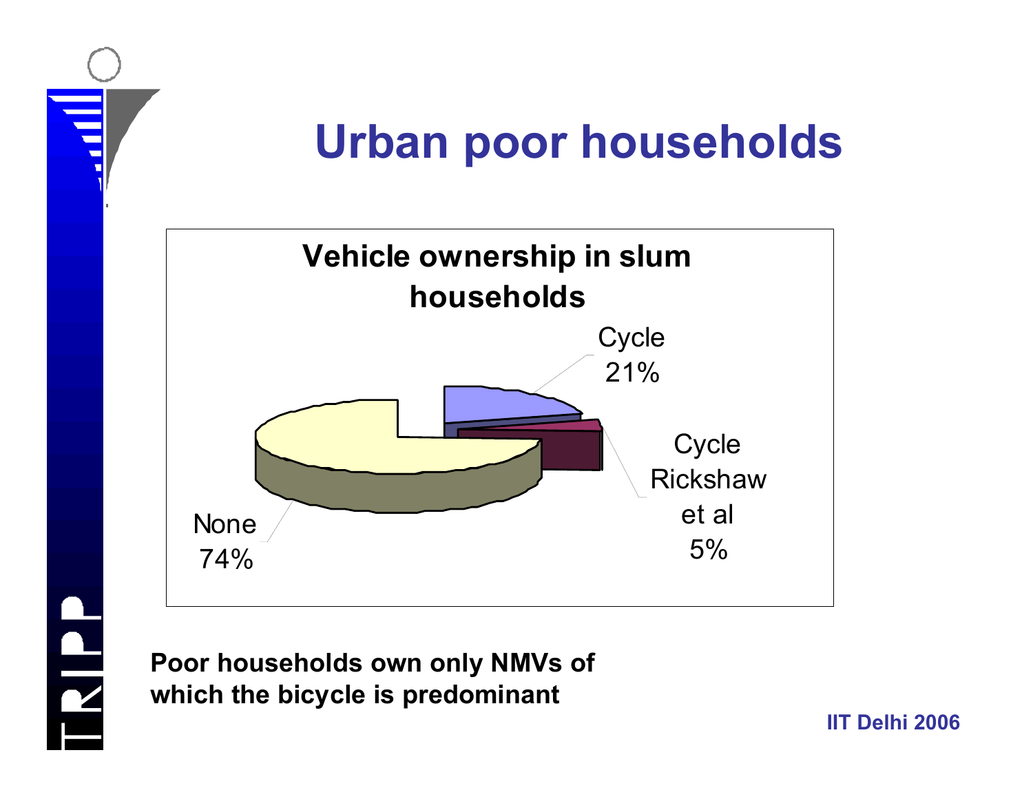# Urban poor households

**Vehicle ownership in slum households**

- Cycle 21%
- Cycle Rickshaw et al 5%
- None 74%

**Poor households own only NMVs of which the bicycle is predominant**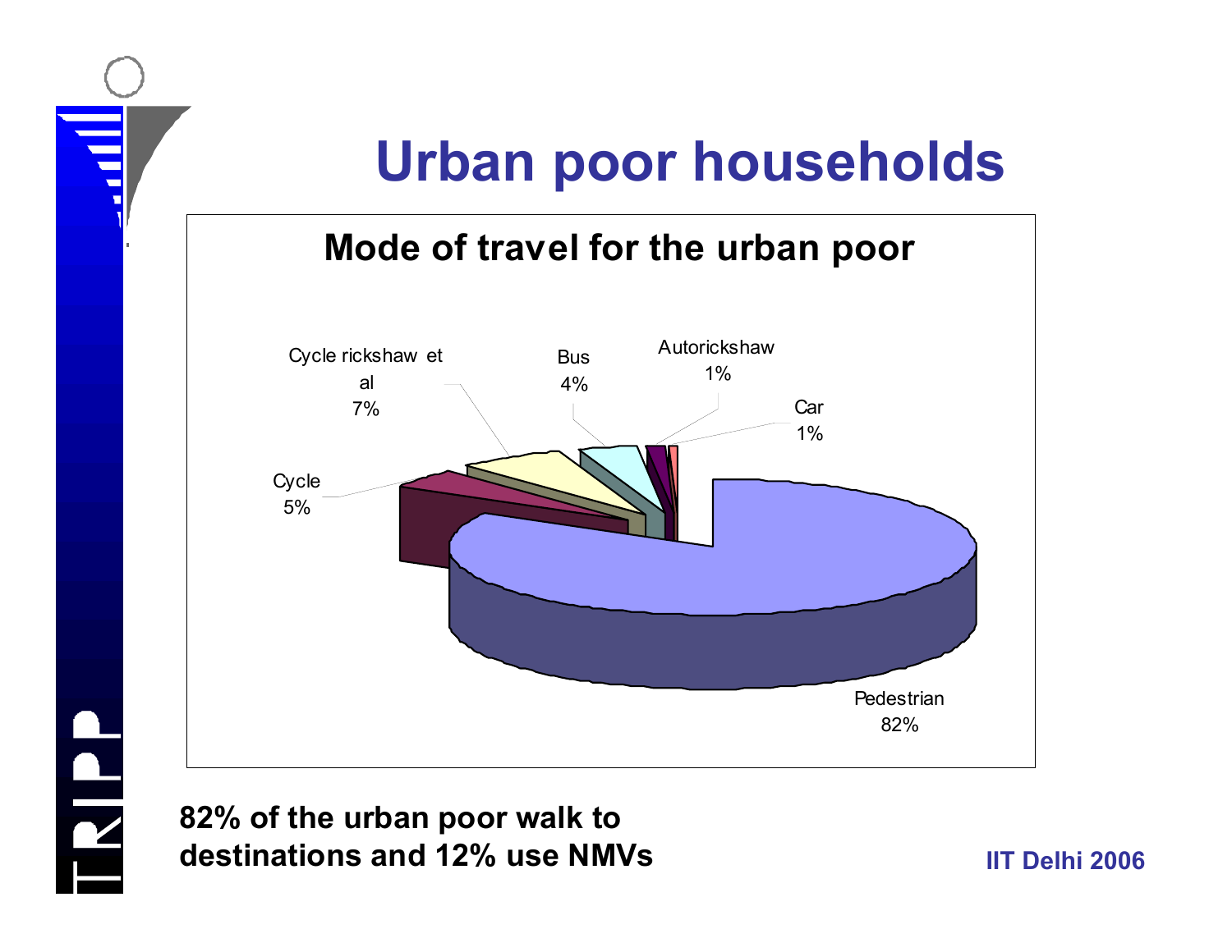# Urban poor households

**Mode of travel for the urban poor**

| Mode | Share |
|---|---|
| Pedestrian | 82% |
| Cycle | 5% |
| Cycle rickshaw et al | 7% |
| Bus | 4% |
| Autorickshaw | 1% |
| Car | 1% |

**82% of the urban poor walk to destinations and 12% use NMVs**

IIT Delhi 2006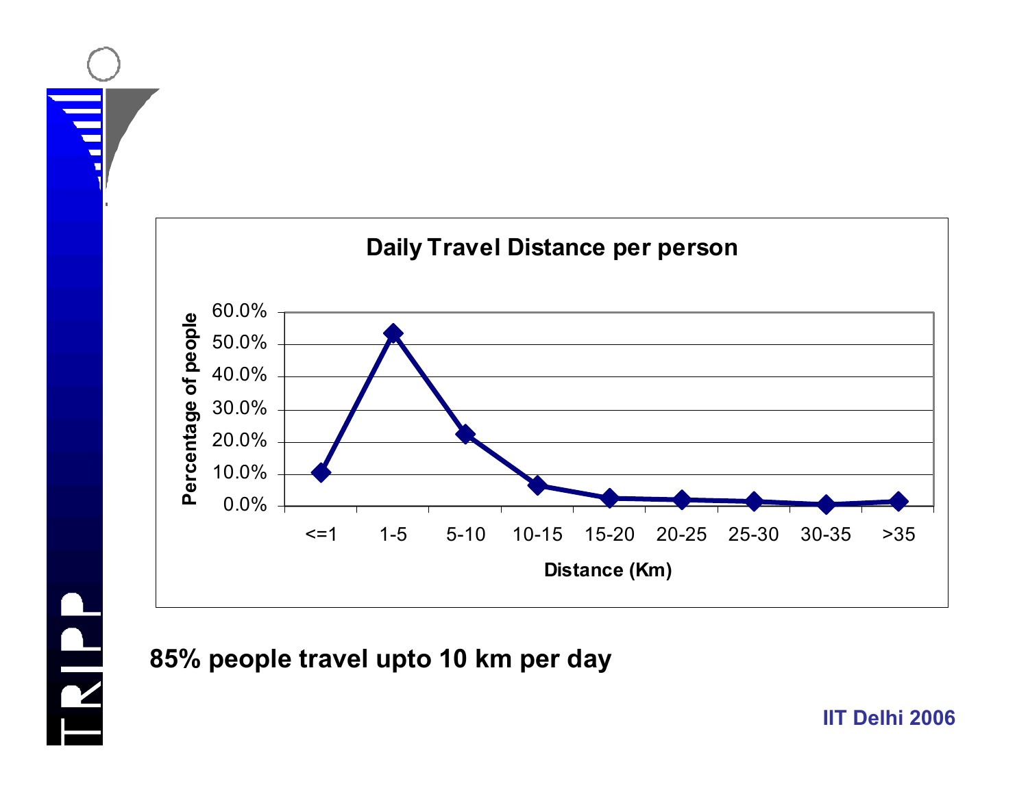Daily Travel Distance per person

85% people travel upto 10 km per day

IIT Delhi 2006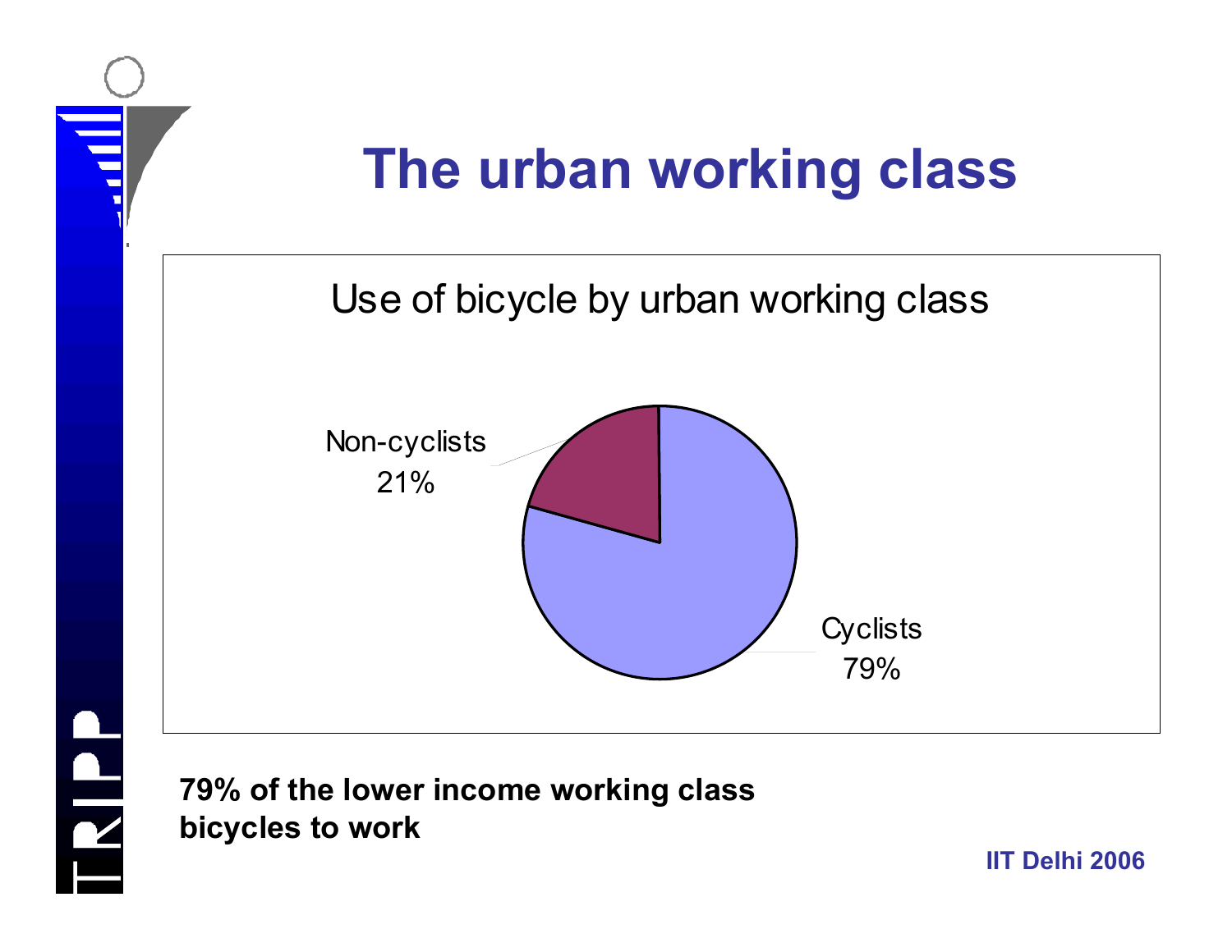# The urban working class

Use of bicycle by urban working class

Non-cyclists 21%

Cyclists 79%

**79% of the lower income working class bicycles to work**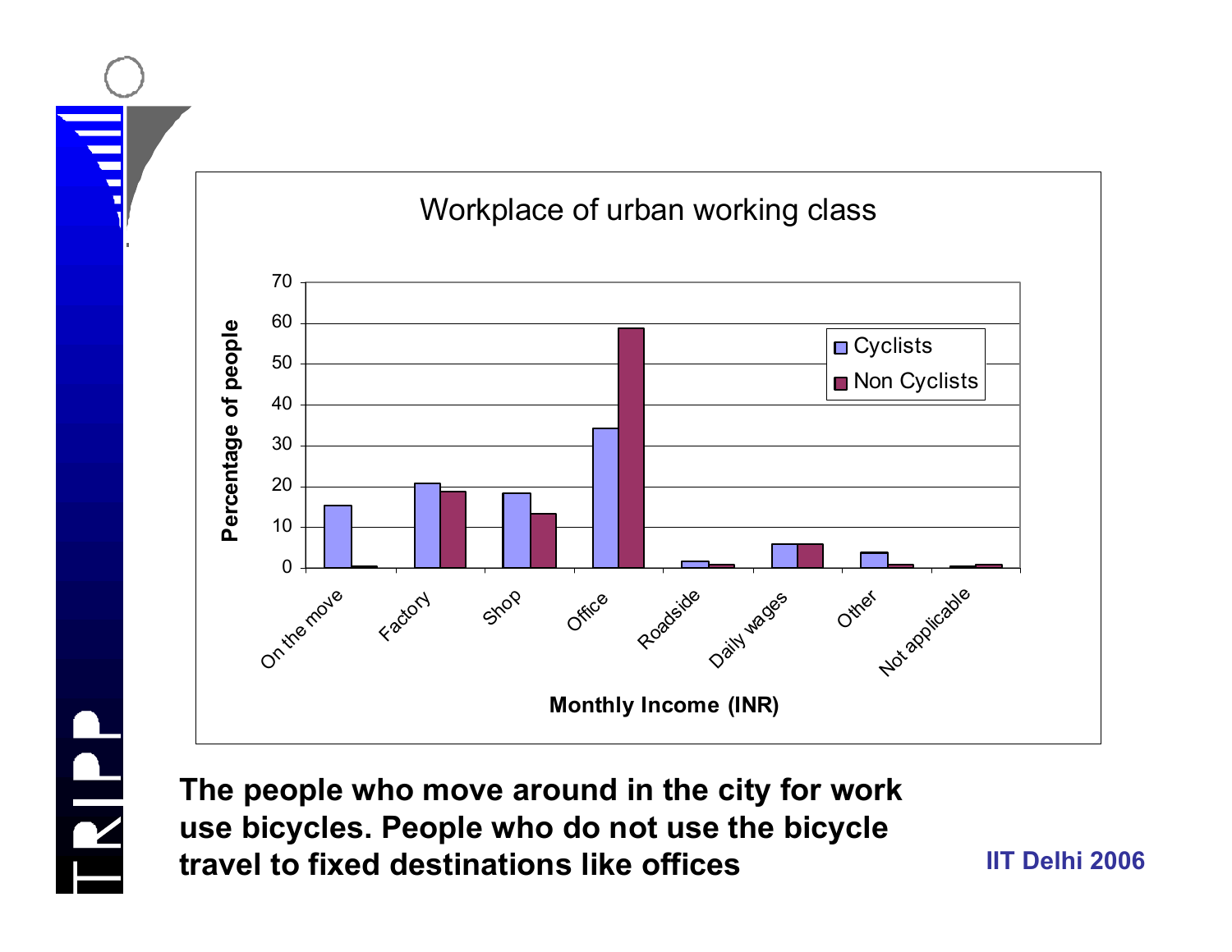## Workplace of urban working class

| Workplace | Cyclists | Non Cyclists |
|---|---|---|
| On the move | 15 | 0.5 |
| Factory | 21 | 19 |
| Shop | 18 | 13 |
| Office | 34 | 59 |
| Roadside | 1.5 | 1 |
| Daily wages | 6 | 6 |
| Other | 4 | 1 |
| Not applicable | 0.5 | 1 |

Y-axis: Percentage of people
X-axis: Monthly Income (INR)

**The people who move around in the city for work use bicycles. People who do not use the bicycle travel to fixed destinations like offices**

IIT Delhi 2006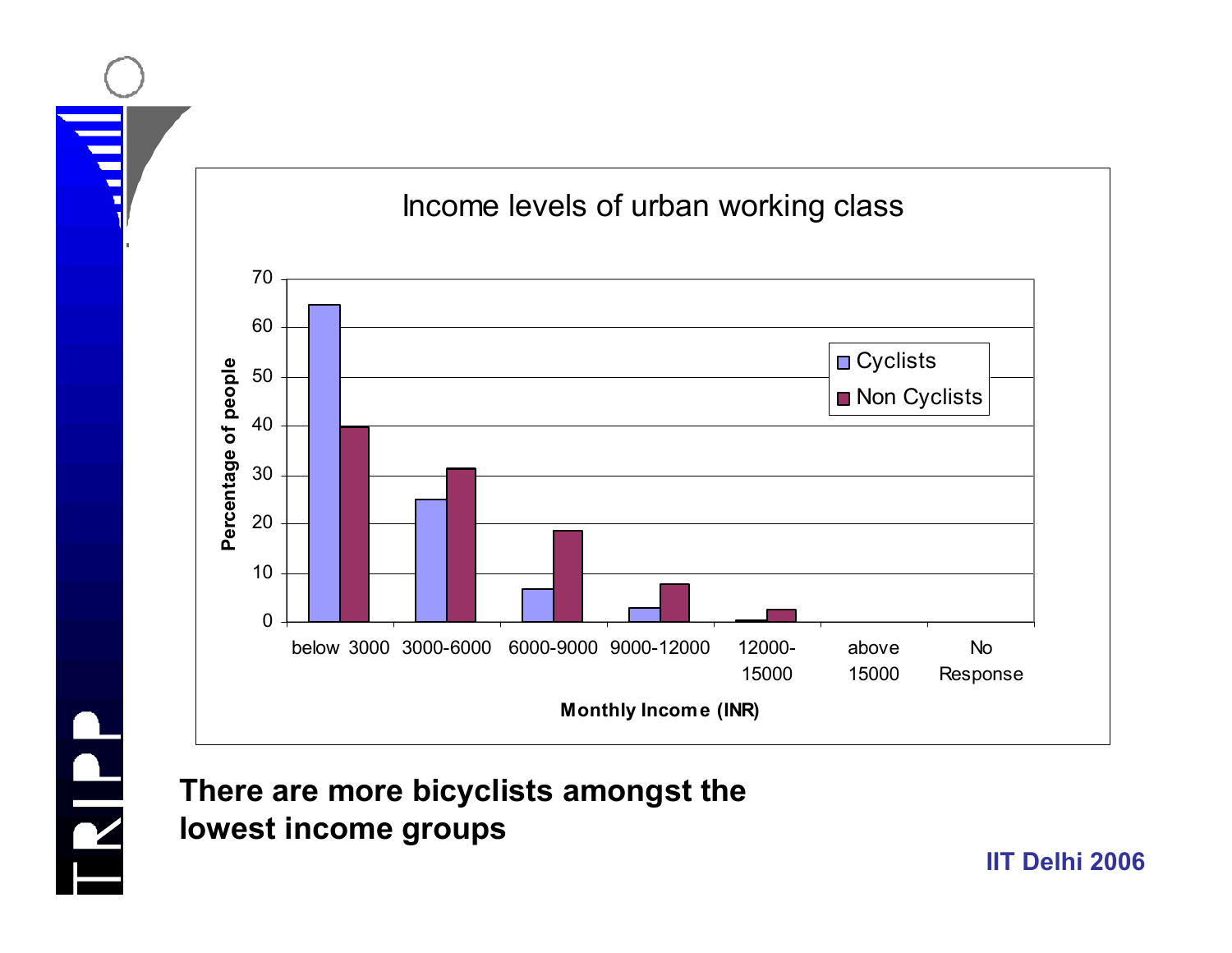## Income levels of urban working class

| Monthly Income (INR) | Cyclists | Non Cyclists |
|---|---|---|
| below 3000 | 65 | 40 |
| 3000-6000 | 25 | 31 |
| 6000-9000 | 7 | 18.5 |
| 9000-12000 | 3 | 8 |
| 12000-15000 | 0.5 | 2.5 |
| above 15000 | | |
| No Response | | |

Percentage of people

**There are more bicyclists amongst the lowest income groups**

**IIT Delhi 2006**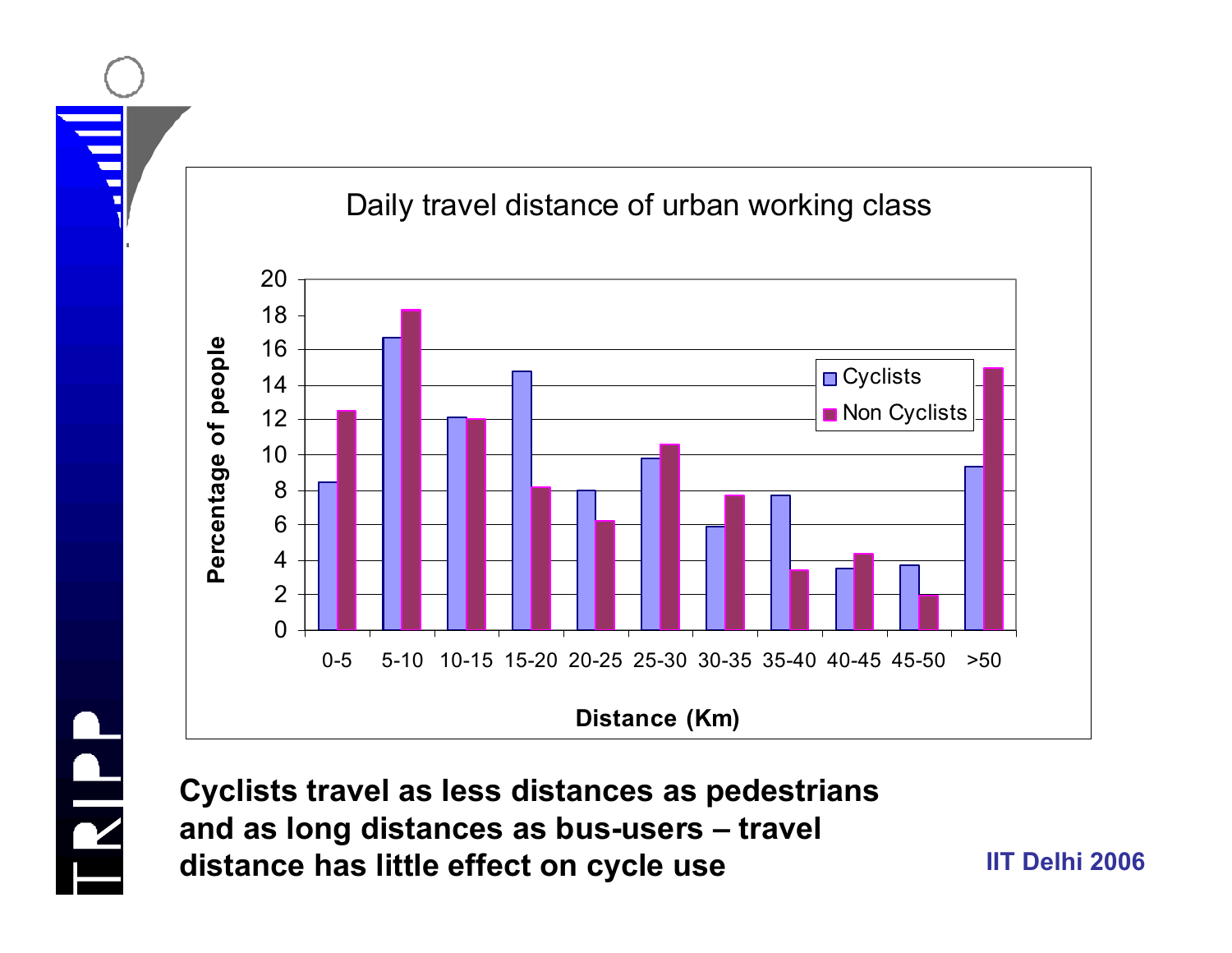Daily travel distance of urban working class

| Distance (Km) | Cyclists | Non Cyclists |
|---|---|---|
| 0-5 | 8.5 | 12.5 |
| 5-10 | 16.7 | 18.3 |
| 10-15 | 12.1 | 12.0 |
| 15-20 | 14.8 | 8.2 |
| 20-25 | 8.0 | 6.2 |
| 25-30 | 9.8 | 10.6 |
| 30-35 | 5.9 | 7.7 |
| 35-40 | 7.7 | 3.4 |
| 40-45 | 3.5 | 4.3 |
| 45-50 | 3.7 | 2.0 |
| >50 | 9.3 | 15.0 |

*Y-axis: Percentage of people*

**Cyclists travel as less distances as pedestrians and as long distances as bus-users – travel distance has little effect on cycle use**

**IIT Delhi 2006**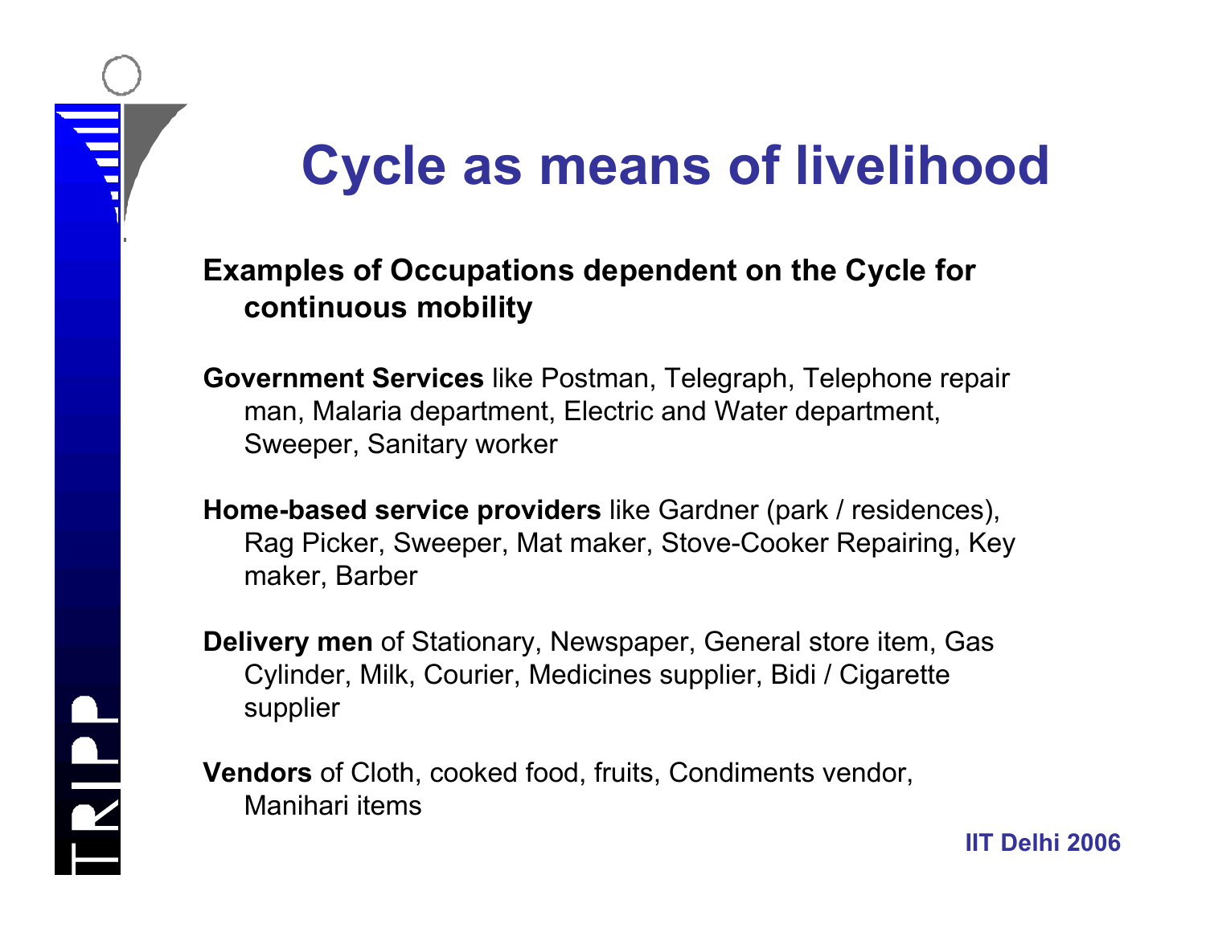# Cycle as means of livelihood

**Examples of Occupations dependent on the Cycle for continuous mobility**

**Government Services** like Postman, Telegraph, Telephone repair man, Malaria department, Electric and Water department, Sweeper, Sanitary worker

**Home-based service providers** like Gardner (park / residences), Rag Picker, Sweeper, Mat maker, Stove-Cooker Repairing, Key maker, Barber

**Delivery men** of Stationary, Newspaper, General store item, Gas Cylinder, Milk, Courier, Medicines supplier, Bidi / Cigarette supplier

**Vendors** of Cloth, cooked food, fruits, Condiments vendor, Manihari items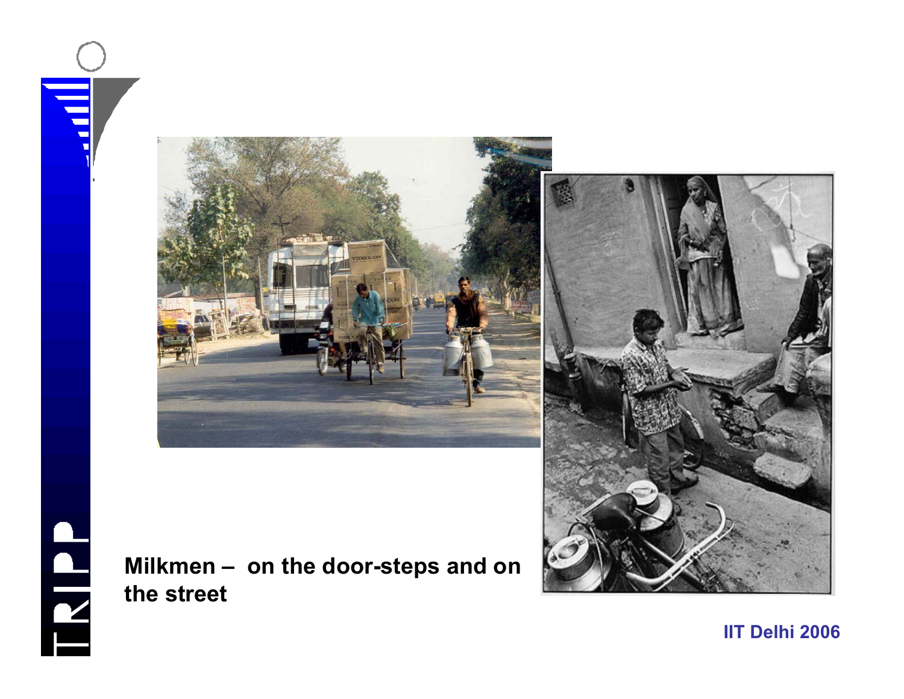**Milkmen – on the door-steps and on the street**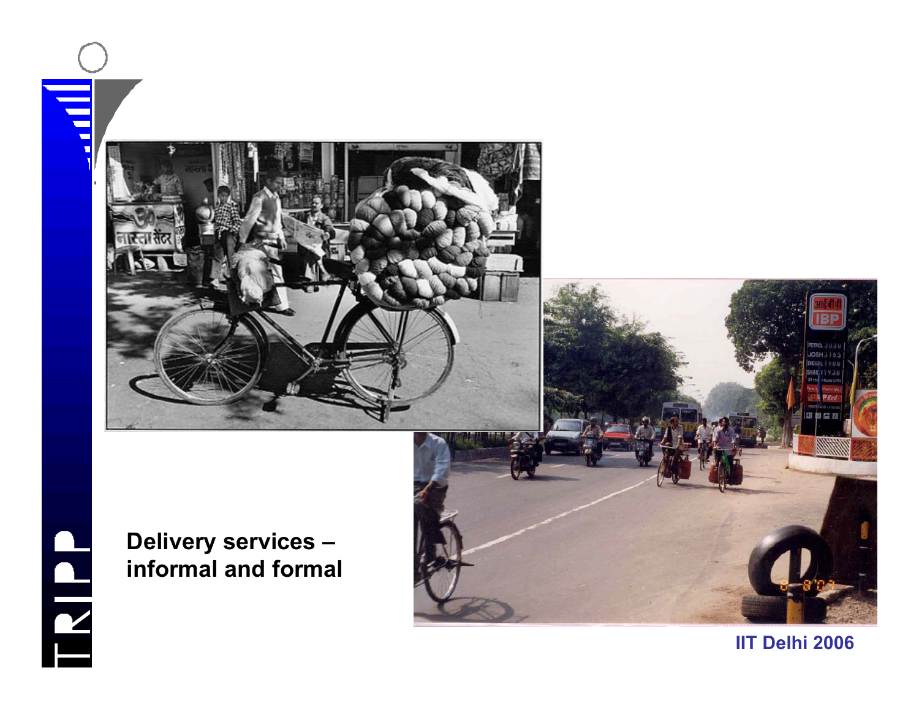**Delivery services – informal and formal**

IIT Delhi 2006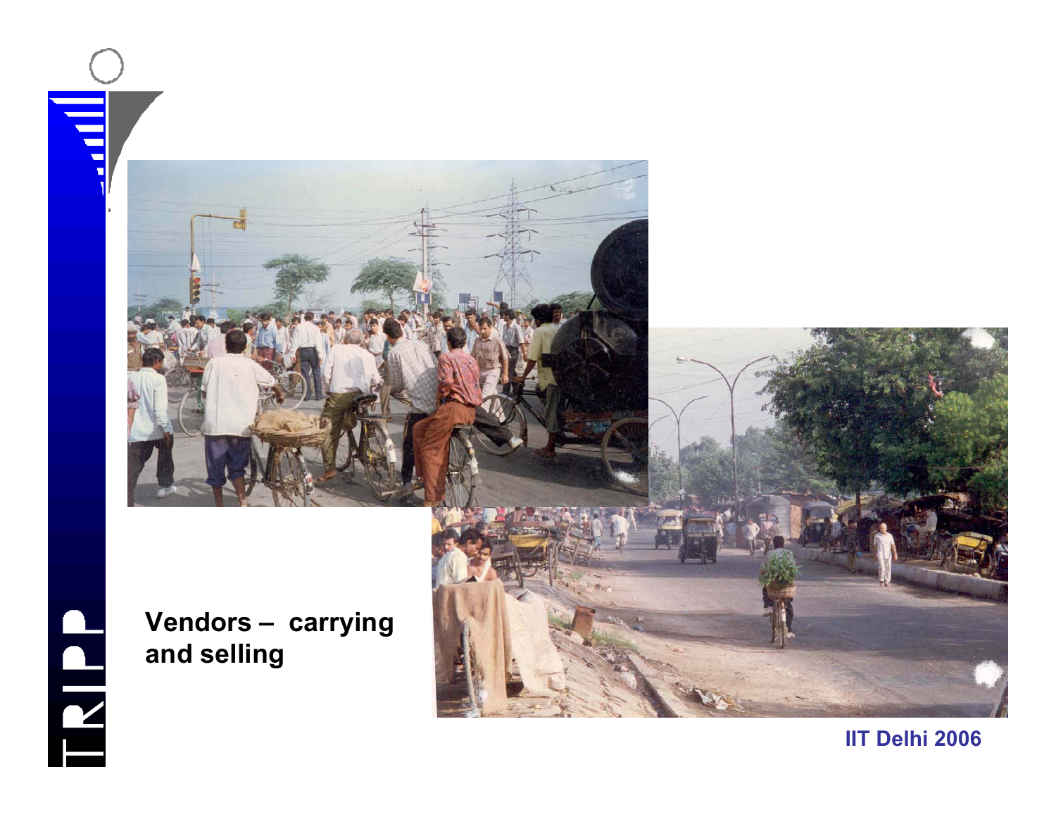**Vendors – carrying and selling**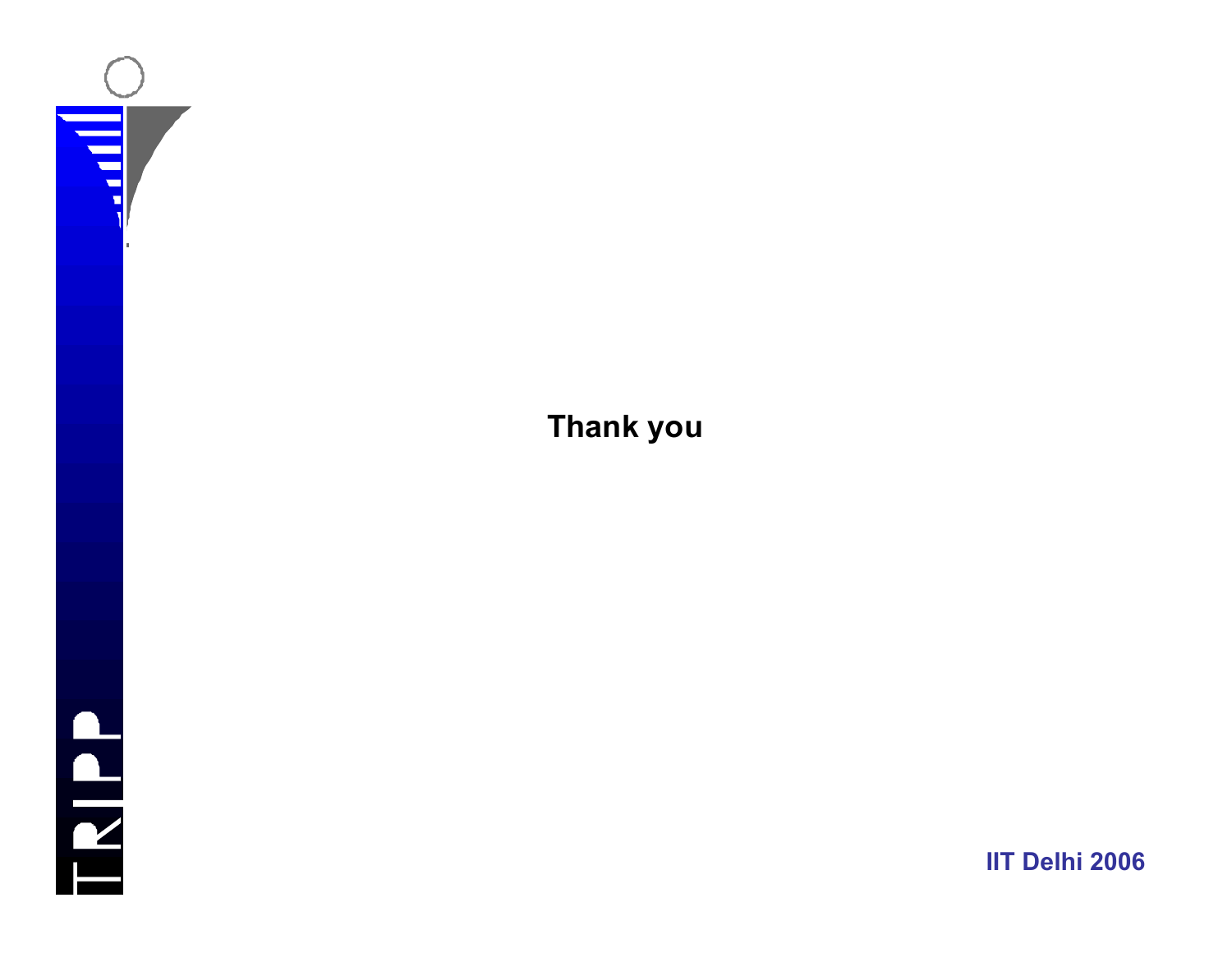**Thank you**